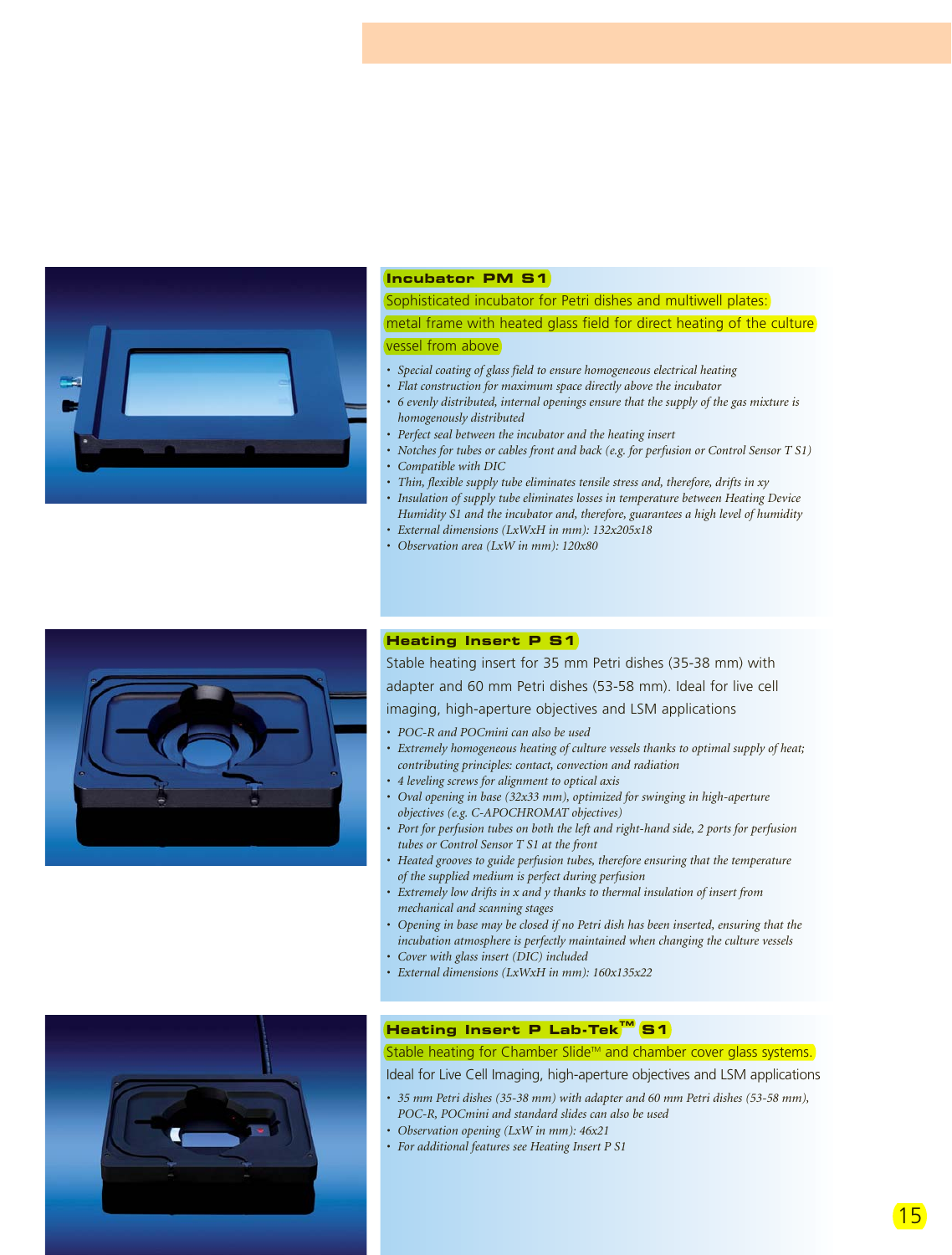## Incubator PM S1

Sophisticated incubator for Petri dishes and multiwell plates: metal frame with heated glass field for direct heating of the culture vessel from above

- *Special coating of glass field to ensure homogeneous electrical heating*
- *Flat construction for maximum space directly above the incubator*
- *6 evenly distributed, internal openings ensure that the supply of the gas mixture is homogenously distributed*
- *Perfect seal between the incubator and the heating insert*
- *Notches for tubes or cables front and back (e.g. for perfusion or Control Sensor T S1)*
- *Compatible with DIC*
- *Thin, flexible supply tube eliminates tensile stress and, therefore, drifts in xy*
- *Insulation of supply tube eliminates losses in temperature between Heating Device Humidity S1 and the incubator and, therefore, guarantees a high level of humidity*
- *External dimensions (LxWxH in mm): 132x205x18*
- *Observation area (LxW in mm): 120x80*

## Heating Insert P S1

Stable heating insert for 35 mm Petri dishes (35-38 mm) with adapter and 60 mm Petri dishes (53-58 mm). Ideal for live cell imaging, high-aperture objectives and LSM applications

- *POC-R and POCmini can also be used*
- *Extremely homogeneous heating of culture vessels thanks to optimal supply of heat; contributing principles: contact, convection and radiation*
- *4 leveling screws for alignment to optical axis*
- *Oval opening in base (32x33 mm), optimized for swinging in high-aperture objectives (e.g. C-APOCHROMAT objectives)*
- *Port for perfusion tubes on both the left and right-hand side, 2 ports for perfusion tubes or Control Sensor T S1 at the front*
- *Heated grooves to guide perfusion tubes, therefore ensuring that the temperature of the supplied medium is perfect during perfusion*
- *Extremely low drifts in x and y thanks to thermal insulation of insert from mechanical and scanning stages*
- *Opening in base may be closed if no Petri dish has been inserted, ensuring that the incubation atmosphere is perfectly maintained when changing the culture vessels*
- *Cover with glass insert (DIC) included*
- *External dimensions (LxWxH in mm): 160x135x22*

## Heating Insert P Lab-Tek™ S1

Stable heating for Chamber Slide™ and chamber cover glass systems.

Ideal for Live Cell Imaging, high-aperture objectives and LSM applications

- *35 mm Petri dishes (35-38 mm) with adapter and 60 mm Petri dishes (53-58 mm), POC-R, POCmini and standard slides can also be used*
- *Observation opening (LxW in mm): 46x21*
- *For additional features see Heating Insert P S1*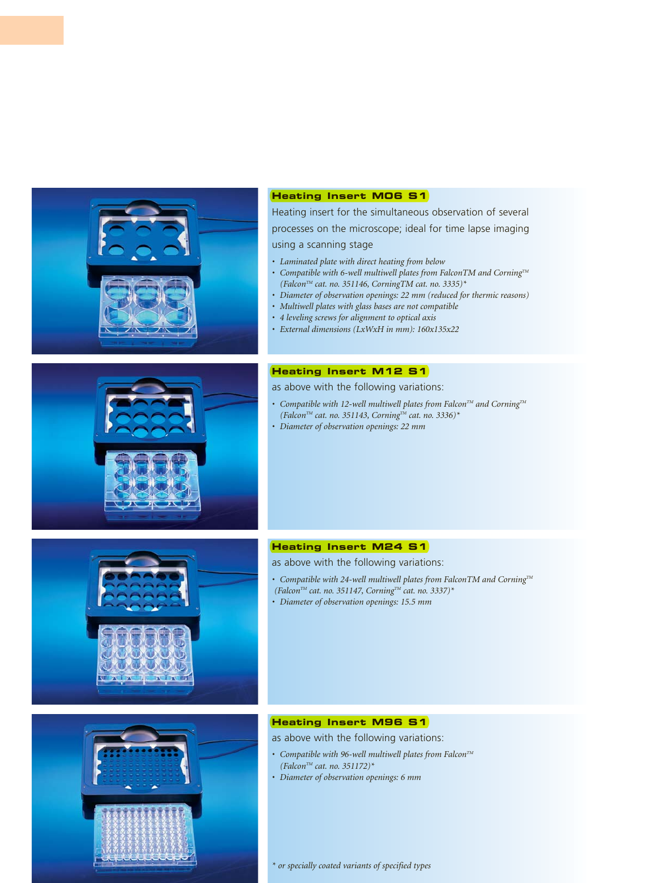## Heating Insert M06 S1

Heating insert for the simultaneous observation of several processes on the microscope; ideal for time lapse imaging using a scanning stage

- *Laminated plate with direct heating from below*
- *Compatible with 6-well multiwell plates from FalconTM and Corning™ (Falcon™ cat. no. 351146, CorningTM cat. no. 3335)**
- *Diameter of observation openings: 22 mm (reduced for thermic reasons)*
- *Multiwell plates with glass bases are not compatible*
- *4 leveling screws for alignment to optical axis*
- *External dimensions (LxWxH in mm): 160x135x22*

## Heating Insert M12 S1

as above with the following variations:

- *Compatible with 12-well multiwell plates from Falcon™ and Corning™ (Falcon™ cat. no. 351143, Corning™ cat. no. 3336)**
- *Diameter of observation openings: 22 mm*

## Heating Insert M24 S1

as above with the following variations:

- *Compatible with 24-well multiwell plates from FalconTM and Corning™ (Falcon™ cat. no. 351147, Corning™ cat. no. 3337)**
- *Diameter of observation openings: 15.5 mm*

## Heating Insert M96 S1

as above with the following variations:

- *Compatible with 96-well multiwell plates from Falcon™ (Falcon™ cat. no. 351172)**
- *Diameter of observation openings: 6 mm*

*\* or specially coated variants of specified types*